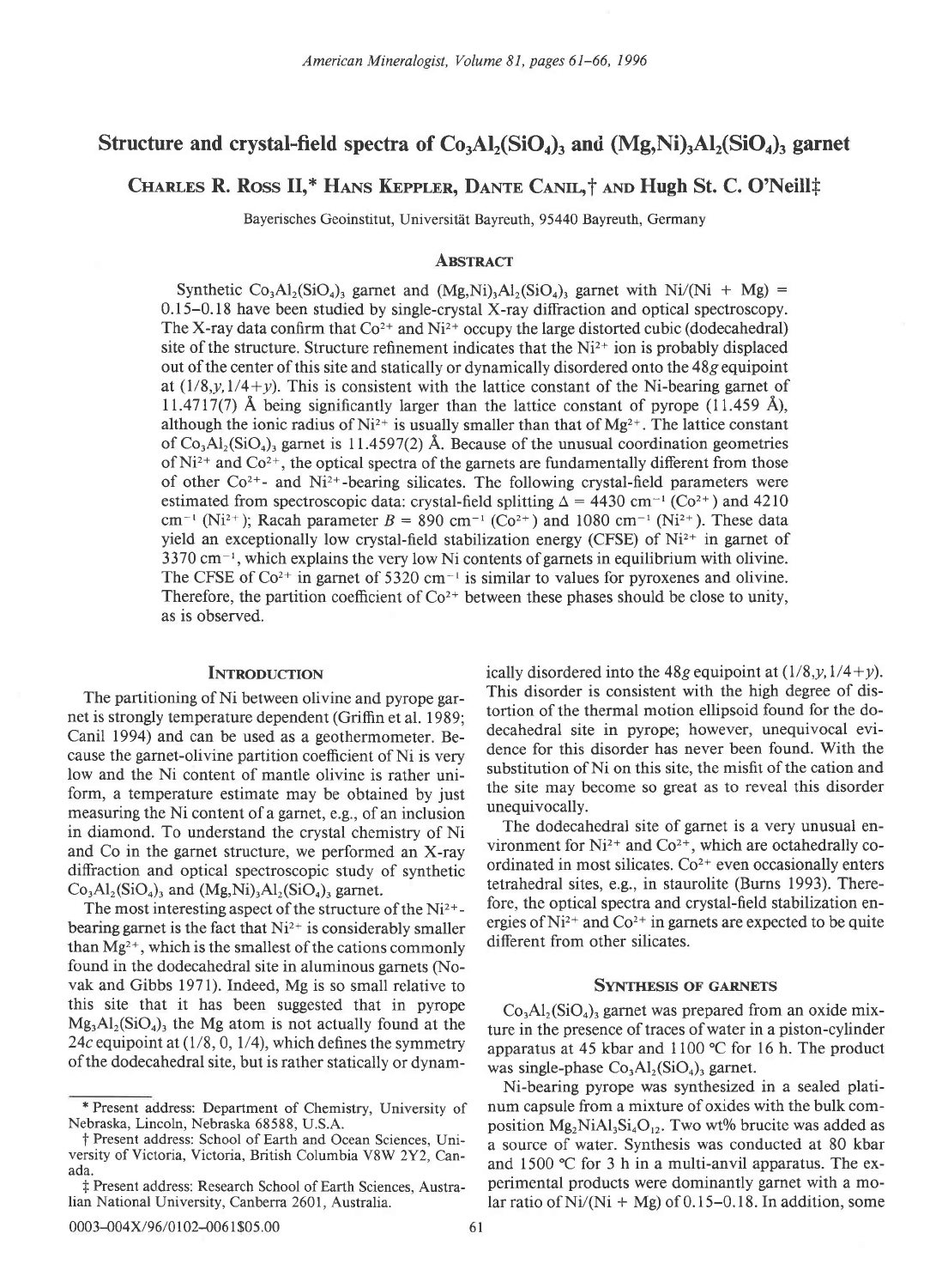# Structure and crystal-field spectra of $Co_3Al_2(SiO_4)_3$ and $(Mg,Ni)_3Al_2(SiO_4)_3$ garnet

**Charles R. Ross II,\* Hans Keppler, Dante Canil,† and Hugh St. C. O'Neill‡**

Bayerisches Geoinstitut, Universität Bayreuth, 95440 Bayreuth, Germany

## Abstract

Synthetic $Co_3Al_2(SiO_4)_3$ garnet and $(Mg,Ni)_3Al_2(SiO_4)_3$ garnet with Ni/(Ni + Mg) = 0.15–0.18 have been studied by single-crystal X-ray diffraction and optical spectroscopy. The X-ray data confirm that $Co^{2+}$ and $Ni^{2+}$ occupy the large distorted cubic (dodecahedral) site of the structure. Structure refinement indicates that the $Ni^{2+}$ ion is probably displaced out of the center of this site and statically or dynamically disordered onto the 48*g* equipoint at (1/8,*y*,1/4+*y*). This is consistent with the lattice constant of the Ni-bearing garnet of 11.4717(7) Å being significantly larger than the lattice constant of pyrope (11.459 Å), although the ionic radius of $Ni^{2+}$ is usually smaller than that of $Mg^{2+}$. The lattice constant of $Co_3Al_2(SiO_4)_3$ garnet is 11.4597(2) Å. Because of the unusual coordination geometries of $Ni^{2+}$ and $Co^{2+}$, the optical spectra of the garnets are fundamentally different from those of other $Co^{2+}$- and $Ni^{2+}$-bearing silicates. The following crystal-field parameters were estimated from spectroscopic data: crystal-field splitting $\Delta = 4430$ $cm^{-1}$ ($Co^{2+}$) and 4210 $cm^{-1}$ ($Ni^{2+}$); Racah parameter $B = 890$ $cm^{-1}$ ($Co^{2+}$) and 1080 $cm^{-1}$ ($Ni^{2+}$). These data yield an exceptionally low crystal-field stabilization energy (CFSE) of $Ni^{2+}$ in garnet of 3370 $cm^{-1}$, which explains the very low Ni contents of garnets in equilibrium with olivine. The CFSE of $Co^{2+}$ in garnet of 5320 $cm^{-1}$ is similar to values for pyroxenes and olivine. Therefore, the partition coefficient of $Co^{2+}$ between these phases should be close to unity, as is observed.

## Introduction

The partitioning of Ni between olivine and pyrope garnet is strongly temperature dependent (Griffin et al. 1989; Canil 1994) and can be used as a geothermometer. Because the garnet-olivine partition coefficient of Ni is very low and the Ni content of mantle olivine is rather uniform, a temperature estimate may be obtained by just measuring the Ni content of a garnet, e.g., of an inclusion in diamond. To understand the crystal chemistry of Ni and Co in the garnet structure, we performed an X-ray diffraction and optical spectroscopic study of synthetic $Co_3Al_2(SiO_4)_3$ and $(Mg,Ni)_3Al_2(SiO_4)_3$ garnet.

The most interesting aspect of the structure of the $Ni^{2+}$-bearing garnet is the fact that $Ni^{2+}$ is considerably smaller than $Mg^{2+}$, which is the smallest of the cations commonly found in the dodecahedral site in aluminous garnets (Novak and Gibbs 1971). Indeed, Mg is so small relative to this site that it has been suggested that in pyrope $Mg_3Al_2(SiO_4)_3$ the Mg atom is not actually found at the 24*c* equipoint at (1/8, 0, 1/4), which defines the symmetry of the dodecahedral site, but is rather statically or dynamically disordered into the 48*g* equipoint at (1/8,*y*,1/4+*y*). This disorder is consistent with the high degree of distortion of the thermal motion ellipsoid found for the dodecahedral site in pyrope; however, unequivocal evidence for this disorder has never been found. With the substitution of Ni on this site, the misfit of the cation and the site may become so great as to reveal this disorder unequivocally.

The dodecahedral site of garnet is a very unusual environment for $Ni^{2+}$ and $Co^{2+}$, which are octahedrally coordinated in most silicates. $Co^{2+}$ even occasionally enters tetrahedral sites, e.g., in staurolite (Burns 1993). Therefore, the optical spectra and crystal-field stabilization energies of $Ni^{2+}$ and $Co^{2+}$ in garnets are expected to be quite different from other silicates.

## Synthesis of garnets

$Co_3Al_2(SiO_4)_3$ garnet was prepared from an oxide mixture in the presence of traces of water in a piston-cylinder apparatus at 45 kbar and 1100 °C for 16 h. The product was single-phase $Co_3Al_2(SiO_4)_3$ garnet.

Ni-bearing pyrope was synthesized in a sealed platinum capsule from a mixture of oxides with the bulk composition $Mg_2NiAl_2Si_3O_{12}$. Two wt% brucite was added as a source of water. Synthesis was conducted at 80 kbar and 1500 °C for 3 h in a multi-anvil apparatus. The experimental products were dominantly garnet with a molar ratio of Ni/(Ni + Mg) of 0.15–0.18. In addition, some

---

\* Present address: Department of Chemistry, University of Nebraska, Lincoln, Nebraska 68588, U.S.A.

† Present address: School of Earth and Ocean Sciences, University of Victoria, Victoria, British Columbia V8W 2Y2, Canada.

‡ Present address: Research School of Earth Sciences, Australian National University, Canberra 2601, Australia.

0003–004X/96/0102–0061$05.00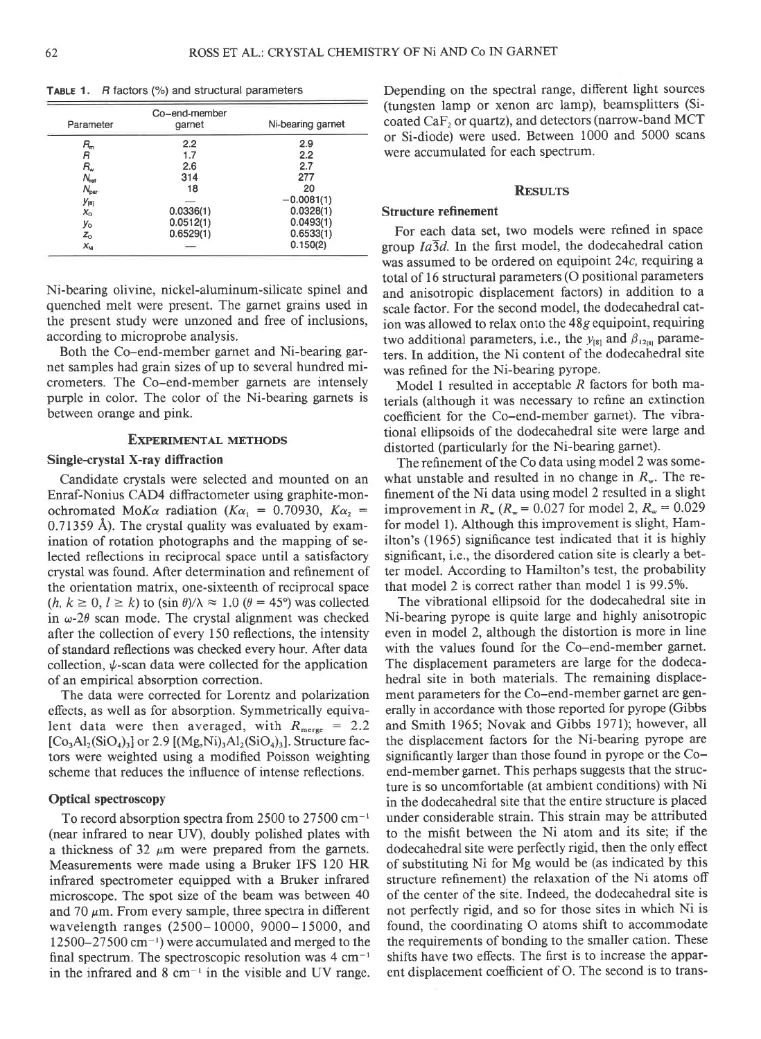**TABLE 1.** *R* factors (%) and structural parameters

| Parameter | Co–end-member garnet | Ni-bearing garnet |
|---|---|---|
| $R_m$ | 2.2 | 2.9 |
| $R$ | 1.7 | 2.2 |
| $R_w$ | 2.6 | 2.7 |
| $N_{ref}$ | 314 | 277 |
| $N_{par}$ | 18 | 20 |
| $y_{[8]}$ | — | −0.0081(1) |
| $x_O$ | 0.0336(1) | 0.0328(1) |
| $y_O$ | 0.0512(1) | 0.0493(1) |
| $z_O$ | 0.6529(1) | 0.6533(1) |
| $X_{Ni}$ | — | 0.150(2) |

Ni-bearing olivine, nickel-aluminum-silicate spinel and quenched melt were present. The garnet grains used in the present study were unzoned and free of inclusions, according to microprobe analysis.

Both the Co–end-member garnet and Ni-bearing garnet samples had grain sizes of up to several hundred micrometers. The Co–end-member garnets are intensely purple in color. The color of the Ni-bearing garnets is between orange and pink.

## EXPERIMENTAL METHODS

### Single-crystal X-ray diffraction

Candidate crystals were selected and mounted on an Enraf-Nonius CAD4 diffractometer using graphite-monochromated Mo*Kα* radiation ($K\alpha_1$ = 0.70930, $K\alpha_2$ = 0.71359 Å). The crystal quality was evaluated by examination of rotation photographs and the mapping of selected reflections in reciprocal space until a satisfactory crystal was found. After determination and refinement of the orientation matrix, one-sixteenth of reciprocal space ($h, k \geq 0, l \geq k$) to $(\sin\theta)/\lambda \approx 1.0$ ($\theta = 45°$) was collected in $\omega$-$2\theta$ scan mode. The crystal alignment was checked after the collection of every 150 reflections, the intensity of standard reflections was checked every hour. After data collection, $\psi$-scan data were collected for the application of an empirical absorption correction.

The data were corrected for Lorentz and polarization effects, as well as for absorption. Symmetrically equivalent data were then averaged, with $R_{merge}$ = 2.2 [$Co_3Al_2(SiO_4)_3$] or 2.9 [$(Mg,Ni)_3Al_2(SiO_4)_3$]. Structure factors were weighted using a modified Poisson weighting scheme that reduces the influence of intense reflections.

### Optical spectroscopy

To record absorption spectra from 2500 to 27500 $cm^{-1}$ (near infrared to near UV), doubly polished plates with a thickness of 32 μm were prepared from the garnets. Measurements were made using a Bruker IFS 120 HR infrared spectrometer equipped with a Bruker infrared microscope. The spot size of the beam was between 40 and 70 μm. From every sample, three spectra in different wavelength ranges (2500–10000, 9000–15000, and 12500–27500 $cm^{-1}$) were accumulated and merged to the final spectrum. The spectroscopic resolution was 4 $cm^{-1}$ in the infrared and 8 $cm^{-1}$ in the visible and UV range. Depending on the spectral range, different light sources (tungsten lamp or xenon arc lamp), beamsplitters (Si-coated $CaF_2$ or quartz), and detectors (narrow-band MCT or Si-diode) were used. Between 1000 and 5000 scans were accumulated for each spectrum.

## RESULTS

### Structure refinement

For each data set, two models were refined in space group $Ia\bar{3}d$. In the first model, the dodecahedral cation was assumed to be ordered on equipoint 24*c*, requiring a total of 16 structural parameters (O positional parameters and anisotropic displacement factors) in addition to a scale factor. For the second model, the dodecahedral cation was allowed to relax onto the 48*g* equipoint, requiring two additional parameters, i.e., the $y_{[8]}$ and $\beta_{12[8]}$ parameters. In addition, the Ni content of the dodecahedral site was refined for the Ni-bearing pyrope.

Model 1 resulted in acceptable *R* factors for both materials (although it was necessary to refine an extinction coefficient for the Co–end-member garnet). The vibrational ellipsoids of the dodecahedral site were large and distorted (particularly for the Ni-bearing garnet).

The refinement of the Co data using model 2 was somewhat unstable and resulted in no change in $R_w$. The refinement of the Ni data using model 2 resulted in a slight improvement in $R_w$ ($R_w$ = 0.027 for model 2, $R_w$ = 0.029 for model 1). Although this improvement is slight, Hamilton's (1965) significance test indicated that it is highly significant, i.e., the disordered cation site is clearly a better model. According to Hamilton's test, the probability that model 2 is correct rather than model 1 is 99.5%.

The vibrational ellipsoid for the dodecahedral site in Ni-bearing pyrope is quite large and highly anisotropic even in model 2, although the distortion is more in line with the values found for the Co–end-member garnet. The displacement parameters are large for the dodecahedral site in both materials. The remaining displacement parameters for the Co–end-member garnet are generally in accordance with those reported for pyrope (Gibbs and Smith 1965; Novak and Gibbs 1971); however, all the displacement factors for the Ni-bearing pyrope are significantly larger than those found in pyrope or the Co–end-member garnet. This perhaps suggests that the structure is so uncomfortable (at ambient conditions) with Ni in the dodecahedral site that the entire structure is placed under considerable strain. This strain may be attributed to the misfit between the Ni atom and its site; if the dodecahedral site were perfectly rigid, then the only effect of substituting Ni for Mg would be (as indicated by this structure refinement) the relaxation of the Ni atoms off of the center of the site. Indeed, the dodecahedral site is not perfectly rigid, and so for those sites in which Ni is found, the coordinating O atoms shift to accommodate the requirements of bonding to the smaller cation. These shifts have two effects. The first is to increase the apparent displacement coefficient of O. The second is to trans-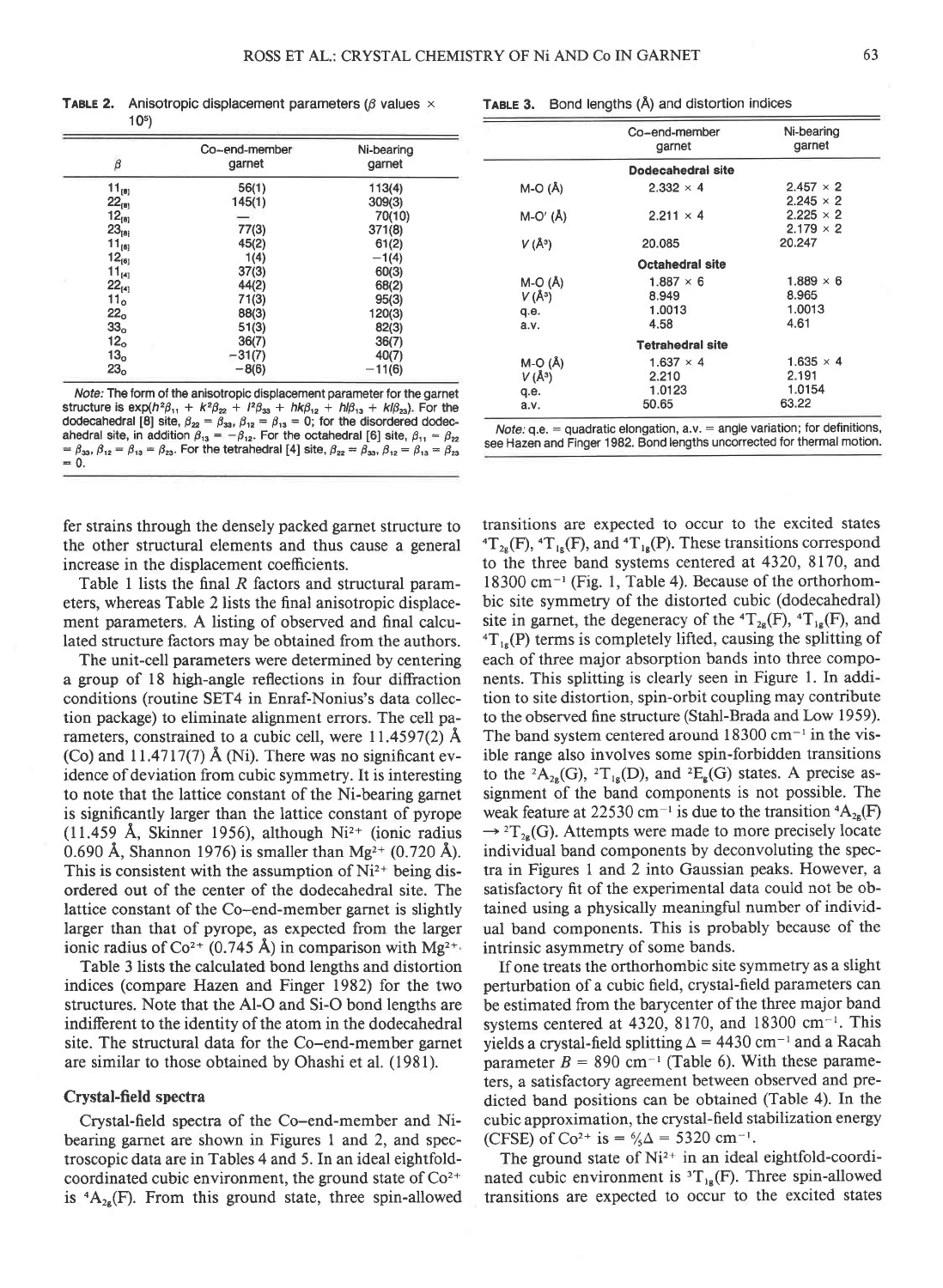**TABLE 2.** Anisotropic displacement parameters ($\beta$ values $\times$ $10^5$)

| $\beta$ | Co-end-member garnet | Ni-bearing garnet |
|---|---|---|
| $11_{[8]}$ | 56(1) | 113(4) |
| $22_{[8]}$ | 145(1) | 309(3) |
| $12_{[8]}$ | — | 70(10) |
| $23_{[8]}$ | 77(3) | 371(8) |
| $11_{[6]}$ | 45(2) | 61(2) |
| $12_{[6]}$ | 1(4) | −1(4) |
| $11_{[4]}$ | 37(3) | 60(3) |
| $22_{[4]}$ | 44(2) | 68(2) |
| $11_{O}$ | 71(3) | 95(3) |
| $22_{O}$ | 88(3) | 120(3) |
| $33_{O}$ | 51(3) | 82(3) |
| $12_{O}$ | 36(7) | 36(7) |
| $13_{O}$ | −31(7) | 40(7) |
| $23_{O}$ | −8(6) | −11(6) |

*Note:* The form of the anisotropic displacement parameter for the garnet structure is $\exp(h^2\beta_{11} + k^2\beta_{22} + l^2\beta_{33} + hk\beta_{12} + hl\beta_{13} + kl\beta_{23})$. For the dodecahedral [8] site, $\beta_{22} = \beta_{33}$, $\beta_{12} = \beta_{13} = 0$; for the disordered dodecahedral site, in addition $\beta_{13} = -\beta_{12}$. For the octahedral [6] site, $\beta_{11} = \beta_{22} = \beta_{33}$, $\beta_{12} = \beta_{13} = \beta_{23}$. For the tetrahedral [4] site, $\beta_{22} = \beta_{33}$, $\beta_{12} = \beta_{13} = \beta_{23} = 0$.

**TABLE 3.** Bond lengths (Å) and distortion indices

| | Co-end-member garnet | Ni-bearing garnet |
|---|---|---|
| | **Dodecahedral site** | |
| M-O (Å) | 2.332 × 4 | 2.457 × 2 |
| | | 2.245 × 2 |
| M-O′ (Å) | 2.211 × 4 | 2.225 × 2 |
| | | 2.179 × 2 |
| $V$ (Å$^3$) | 20.085 | 20.247 |
| | **Octahedral site** | |
| M-O (Å) | 1.887 × 6 | 1.889 × 6 |
| $V$ (Å$^3$) | 8.949 | 8.965 |
| q.e. | 1.0013 | 1.0013 |
| a.v. | 4.58 | 4.61 |
| | **Tetrahedral site** | |
| M-O (Å) | 1.637 × 4 | 1.635 × 4 |
| $V$ (Å$^3$) | 2.210 | 2.191 |
| q.e. | 1.0123 | 1.0154 |
| a.v. | 50.65 | 63.22 |

*Note:* q.e. = quadratic elongation, a.v. = angle variation; for definitions, see Hazen and Finger 1982. Bond lengths uncorrected for thermal motion.

fer strains through the densely packed garnet structure to the other structural elements and thus cause a general increase in the displacement coefficients.

Table 1 lists the final $R$ factors and structural parameters, whereas Table 2 lists the final anisotropic displacement parameters. A listing of observed and final calculated structure factors may be obtained from the authors.

The unit-cell parameters were determined by centering a group of 18 high-angle reflections in four diffraction conditions (routine SET4 in Enraf-Nonius's data collection package) to eliminate alignment errors. The cell parameters, constrained to a cubic cell, were 11.4597(2) Å (Co) and 11.4717(7) Å (Ni). There was no significant evidence of deviation from cubic symmetry. It is interesting to note that the lattice constant of the Ni-bearing garnet is significantly larger than the lattice constant of pyrope (11.459 Å, Skinner 1956), although $Ni^{2+}$ (ionic radius 0.690 Å, Shannon 1976) is smaller than $Mg^{2+}$ (0.720 Å). This is consistent with the assumption of $Ni^{2+}$ being disordered out of the center of the dodecahedral site. The lattice constant of the Co-end-member garnet is slightly larger than that of pyrope, as expected from the larger ionic radius of $Co^{2+}$ (0.745 Å) in comparison with $Mg^{2+}$.

Table 3 lists the calculated bond lengths and distortion indices (compare Hazen and Finger 1982) for the two structures. Note that the Al-O and Si-O bond lengths are indifferent to the identity of the atom in the dodecahedral site. The structural data for the Co-end-member garnet are similar to those obtained by Ohashi et al. (1981).

## Crystal-field spectra

Crystal-field spectra of the Co-end-member and Ni-bearing garnet are shown in Figures 1 and 2, and spectroscopic data are in Tables 4 and 5. In an ideal eightfold-coordinated cubic environment, the ground state of $Co^{2+}$ is $^4A_{2g}(F)$. From this ground state, three spin-allowed transitions are expected to occur to the excited states $^4T_{2g}(F)$, $^4T_{1g}(F)$, and $^4T_{1g}(P)$. These transitions correspond to the three band systems centered at 4320, 8170, and 18300 cm$^{-1}$ (Fig. 1, Table 4). Because of the orthorhombic site symmetry of the distorted cubic (dodecahedral) site in garnet, the degeneracy of the $^4T_{2g}(F)$, $^4T_{1g}(F)$, and $^4T_{1g}(P)$ terms is completely lifted, causing the splitting of each of three major absorption bands into three components. This splitting is clearly seen in Figure 1. In addition to site distortion, spin-orbit coupling may contribute to the observed fine structure (Stahl-Brada and Low 1959). The band system centered around 18300 cm$^{-1}$ in the visible range also involves some spin-forbidden transitions to the $^2A_{2g}(G)$, $^2T_{1g}(D)$, and $^2E_g(G)$ states. A precise assignment of the band components is not possible. The weak feature at 22530 cm$^{-1}$ is due to the transition $^4A_{2g}(F) \rightarrow {}^2T_{2g}(G)$. Attempts were made to more precisely locate individual band components by deconvoluting the spectra in Figures 1 and 2 into Gaussian peaks. However, a satisfactory fit of the experimental data could not be obtained using a physically meaningful number of individual band components. This is probably because of the intrinsic asymmetry of some bands.

If one treats the orthorhombic site symmetry as a slight perturbation of a cubic field, crystal-field parameters can be estimated from the barycenter of the three major band systems centered at 4320, 8170, and 18300 cm$^{-1}$. This yields a crystal-field splitting $\Delta = 4430$ cm$^{-1}$ and a Racah parameter $B = 890$ cm$^{-1}$ (Table 6). With these parameters, a satisfactory agreement between observed and predicted band positions can be obtained (Table 4). In the cubic approximation, the crystal-field stabilization energy (CFSE) of $Co^{2+}$ is $= \frac{6}{5}\Delta = 5320$ cm$^{-1}$.

The ground state of $Ni^{2+}$ in an ideal eightfold-coordinated cubic environment is $^3T_{1g}(F)$. Three spin-allowed transitions are expected to occur to the excited states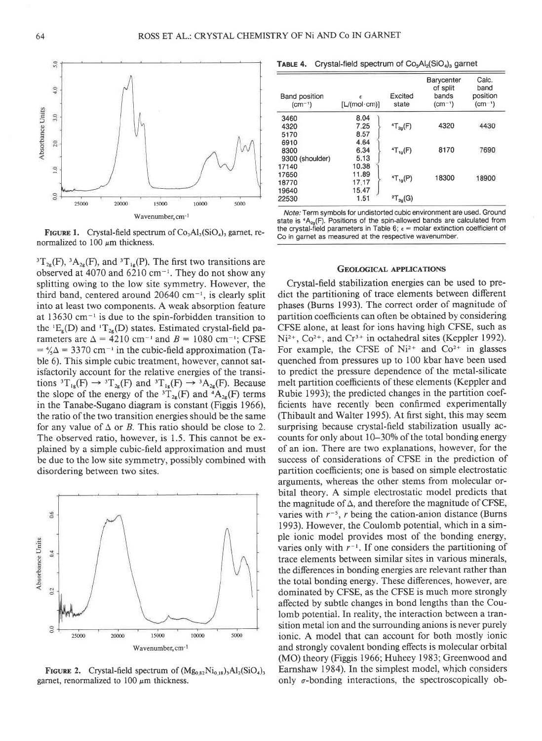FIGURE 1. Crystal-field spectrum of $Co_3Al_2(SiO_4)_3$ garnet, renormalized to 100 μm thickness.

$^3T_{2g}(F)$, $^3A_{2g}(F)$, and $^3T_{1g}(P)$. The first two transitions are observed at 4070 and 6210 $cm^{-1}$. They do not show any splitting owing to the low site symmetry. However, the third band, centered around 20640 $cm^{-1}$, is clearly split into at least two components. A weak absorption feature at 13630 $cm^{-1}$ is due to the spin-forbidden transition to the $^1E_g(D)$ and $^1T_{2g}(D)$ states. Estimated crystal-field parameters are $\Delta = 4210$ $cm^{-1}$ and $B = 1080$ $cm^{-1}$; CFSE $= \frac{4}{5}\Delta = 3370$ $cm^{-1}$ in the cubic-field approximation (Table 6). This simple cubic treatment, however, cannot satisfactorily account for the relative energies of the transitions $^3T_{1g}(F) \rightarrow {}^3T_{2g}(F)$ and $^3T_{1g}(F) \rightarrow {}^3A_{2g}(F)$. Because the slope of the energy of the $^3T_{2g}(F)$ and $^4A_{2g}(F)$ terms in the Tanabe-Sugano diagram is constant (Figgis 1966), the ratio of the two transition energies should be the same for any value of Δ or B. This ratio should be close to 2. The observed ratio, however, is 1.5. This cannot be explained by a simple cubic-field approximation and must be due to the low site symmetry, possibly combined with disordering between two sites.

FIGURE 2. Crystal-field spectrum of $(Mg_{0.82}Ni_{0.18})_3Al_2(SiO_4)_3$ garnet, renormalized to 100 μm thickness.

**TABLE 4.** Crystal-field spectrum of $Co_3Al_2(SiO_4)_3$ garnet

| Band position ($cm^{-1}$) | ε [L/(mol·cm)] | Excited state | Barycenter of split bands ($cm^{-1}$) | Calc. band position ($cm^{-1}$) |
|---|---|---|---|---|
| 3460 | 8.04 | | | |
| 4320 | 7.25 | $^4T_{2g}(F)$ | 4320 | 4430 |
| 5170 | 8.57 | | | |
| 6910 | 4.64 | | | |
| 8300 | 6.34 | $^4T_{1g}(F)$ | 8170 | 7690 |
| 9300 (shoulder) | 5.13 | | | |
| 17140 | 10.38 | | | |
| 17650 | 11.89 | $^4T_{1g}(P)$ | 18300 | 18900 |
| 18770 | 17.17 | | | |
| 19640 | 15.47 | | | |
| 22530 | 1.51 | $^2T_{2g}(G)$ | | |

*Note:* Term symbols for undistorted cubic environment are used. Ground state is $^4A_{2g}(F)$. Positions of the spin-allowed bands are calculated from the crystal-field parameters in Table 6; ε = molar extinction coefficient of Co in garnet as measured at the respective wavenumber.

## GEOLOGICAL APPLICATIONS

Crystal-field stabilization energies can be used to predict the partitioning of trace elements between different phases (Burns 1993). The correct order of magnitude of partition coefficients can often be obtained by considering CFSE alone, at least for ions having high CFSE, such as $Ni^{2+}$, $Co^{2+}$, and $Cr^{3+}$ in octahedral sites (Keppler 1992). For example, the CFSE of $Ni^{2+}$ and $Co^{2+}$ in glasses quenched from pressures up to 100 kbar have been used to predict the pressure dependence of the metal-silicate melt partition coefficients of these elements (Keppler and Rubie 1993); the predicted changes in the partition coefficients have recently been confirmed experimentally (Thibault and Walter 1995). At first sight, this may seem surprising because crystal-field stabilization usually accounts for only about 10–30% of the total bonding energy of an ion. There are two explanations, however, for the success of considerations of CFSE in the prediction of partition coefficients; one is based on simple electrostatic arguments, whereas the other stems from molecular orbital theory. A simple electrostatic model predicts that the magnitude of Δ, and therefore the magnitude of CFSE, varies with $r^{-5}$, $r$ being the cation-anion distance (Burns 1993). However, the Coulomb potential, which in a simple ionic model provides most of the bonding energy, varies only with $r^{-1}$. If one considers the partitioning of trace elements between similar sites in various minerals, the differences in bonding energies are relevant rather than the total bonding energy. These differences, however, are dominated by CFSE, as the CFSE is much more strongly affected by subtle changes in bond lengths than the Coulomb potential. In reality, the interaction between a transition metal ion and the surrounding anions is never purely ionic. A model that can account for both mostly ionic and strongly covalent bonding effects is molecular orbital (MO) theory (Figgis 1966; Huheey 1983; Greenwood and Earnshaw 1984). In the simplest model, which considers only σ-bonding interactions, the spectroscopically ob-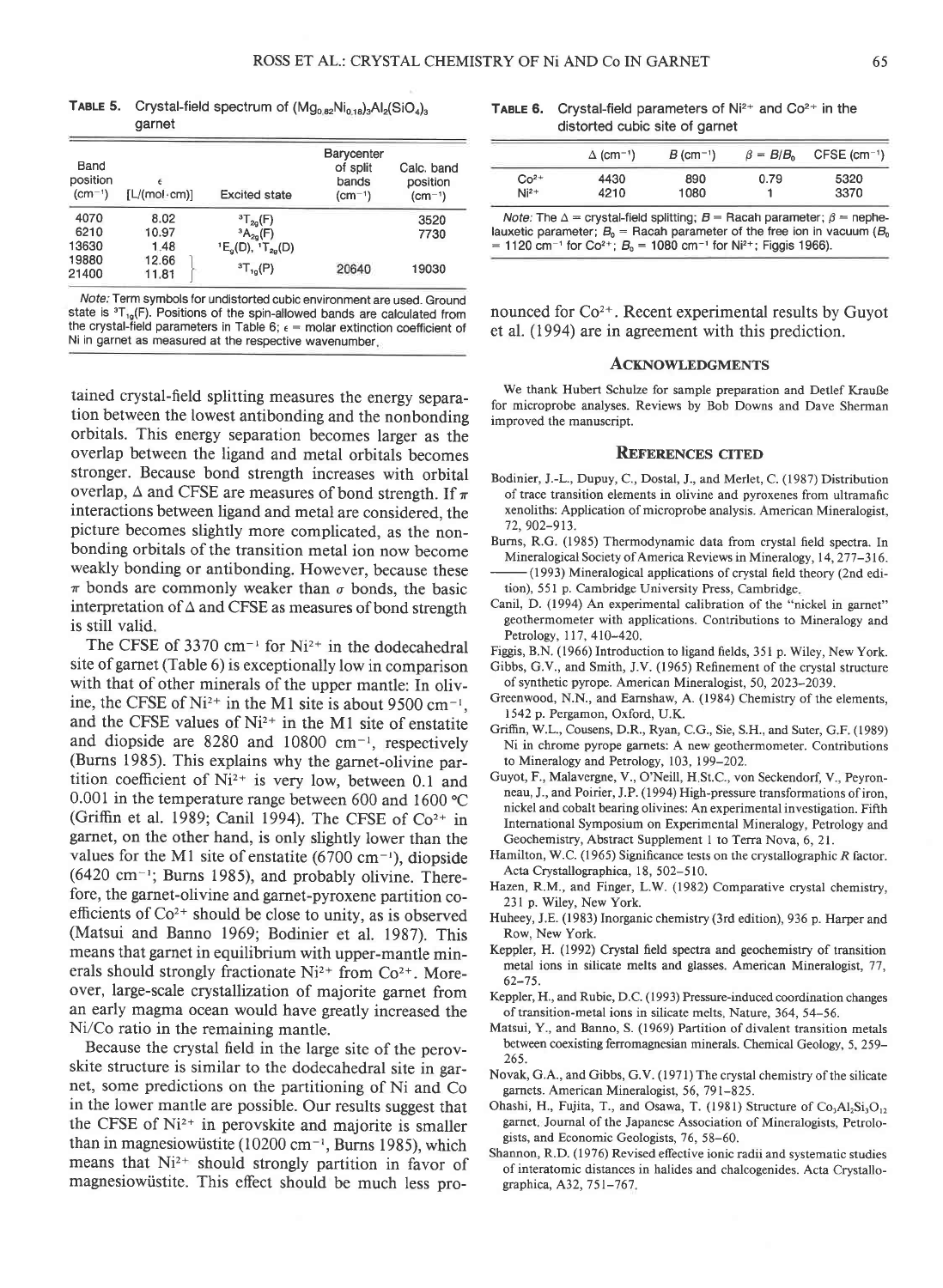**TABLE 5.** Crystal-field spectrum of $(Mg_{0.82}Ni_{0.18})_3Al_2(SiO_4)_3$ garnet

| Band position ($cm^{-1}$) | $\epsilon$ [L/(mol·cm)] | Excited state | Barycenter of split bands ($cm^{-1}$) | Calc. band position ($cm^{-1}$) |
|---|---|---|---|---|
| 4070 | 8.02 | $^3T_{2g}(F)$ | | 3520 |
| 6210 | 10.97 | $^3A_{2g}(F)$ | | 7730 |
| 13630 | 1.48 | $^1E_g(D)$, $^1T_{2g}(D)$ | | |
| 19880 | 12.66 | $^3T_{1g}(P)$ | 20640 | 19030 |
| 21400 | 11.81 | | | |

*Note:* Term symbols for undistorted cubic environment are used. Ground state is $^3T_{1g}(F)$. Positions of the spin-allowed bands are calculated from the crystal-field parameters in Table 6; $\epsilon$ = molar extinction coefficient of Ni in garnet as measured at the respective wavenumber.

tained crystal-field splitting measures the energy separation between the lowest antibonding and the nonbonding orbitals. This energy separation becomes larger as the overlap between the ligand and metal orbitals becomes stronger. Because bond strength increases with orbital overlap, $\Delta$ and CFSE are measures of bond strength. If $\pi$ interactions between ligand and metal are considered, the picture becomes slightly more complicated, as the nonbonding orbitals of the transition metal ion now become weakly bonding or antibonding. However, because these $\pi$ bonds are commonly weaker than $\sigma$ bonds, the basic interpretation of $\Delta$ and CFSE as measures of bond strength is still valid.

The CFSE of 3370 $cm^{-1}$ for $Ni^{2+}$ in the dodecahedral site of garnet (Table 6) is exceptionally low in comparison with that of other minerals of the upper mantle: In olivine, the CFSE of $Ni^{2+}$ in the M1 site is about 9500 $cm^{-1}$, and the CFSE values of $Ni^{2+}$ in the M1 site of enstatite and diopside are 8280 and 10800 $cm^{-1}$, respectively (Burns 1985). This explains why the garnet-olivine partition coefficient of $Ni^{2+}$ is very low, between 0.1 and 0.001 in the temperature range between 600 and 1600 °C (Griffin et al. 1989; Canil 1994). The CFSE of $Co^{2+}$ in garnet, on the other hand, is only slightly lower than the values for the M1 site of enstatite (6700 $cm^{-1}$), diopside (6420 $cm^{-1}$; Burns 1985), and probably olivine. Therefore, the garnet-olivine and garnet-pyroxene partition coefficients of $Co^{2+}$ should be close to unity, as is observed (Matsui and Banno 1969; Bodinier et al. 1987). This means that garnet in equilibrium with upper-mantle minerals should strongly fractionate $Ni^{2+}$ from $Co^{2+}$. Moreover, large-scale crystallization of majorite garnet from an early magma ocean would have greatly increased the Ni/Co ratio in the remaining mantle.

Because the crystal field in the large site of the perovskite structure is similar to the dodecahedral site in garnet, some predictions on the partitioning of Ni and Co in the lower mantle are possible. Our results suggest that the CFSE of $Ni^{2+}$ in perovskite and majorite is smaller than in magnesiowüstite (10200 $cm^{-1}$, Burns 1985), which means that $Ni^{2+}$ should strongly partition in favor of magnesiowüstite. This effect should be much less pronounced for $Co^{2+}$. Recent experimental results by Guyot et al. (1994) are in agreement with this prediction.

**TABLE 6.** Crystal-field parameters of $Ni^{2+}$ and $Co^{2+}$ in the distorted cubic site of garnet

| | $\Delta$ ($cm^{-1}$) | $B$ ($cm^{-1}$) | $\beta = B/B_0$ | CFSE ($cm^{-1}$) |
|---|---|---|---|---|
| $Co^{2+}$ | 4430 | 890 | 0.79 | 5320 |
| $Ni^{2+}$ | 4210 | 1080 | 1 | 3370 |

*Note:* The $\Delta$ = crystal-field splitting; $B$ = Racah parameter; $\beta$ = nephelauxetic parameter; $B_0$ = Racah parameter of the free ion in vacuum ($B_0$ = 1120 $cm^{-1}$ for $Co^{2+}$; $B_0$ = 1080 $cm^{-1}$ for $Ni^{2+}$; Figgis 1966).

## Acknowledgments

We thank Hubert Schulze for sample preparation and Detlef Krauße for microprobe analyses. Reviews by Bob Downs and Dave Sherman improved the manuscript.

## References Cited

Bodinier, J.-L., Dupuy, C., Dostal, J., and Merlet, C. (1987) Distribution of trace transition elements in olivine and pyroxenes from ultramafic xenoliths: Application of microprobe analysis. American Mineralogist, 72, 902–913.

Burns, R.G. (1985) Thermodynamic data from crystal field spectra. In Mineralogical Society of America Reviews in Mineralogy, 14, 277–316.

——— (1993) Mineralogical applications of crystal field theory (2nd edition), 551 p. Cambridge University Press, Cambridge.

Canil, D. (1994) An experimental calibration of the "nickel in garnet" geothermometer with applications. Contributions to Mineralogy and Petrology, 117, 410–420.

Figgis, B.N. (1966) Introduction to ligand fields, 351 p. Wiley, New York.

Gibbs, G.V., and Smith, J.V. (1965) Refinement of the crystal structure of synthetic pyrope. American Mineralogist, 50, 2023–2039.

Greenwood, N.N., and Earnshaw, A. (1984) Chemistry of the elements, 1542 p. Pergamon, Oxford, U.K.

Griffin, W.L., Cousens, D.R., Ryan, C.G., Sie, S.H., and Suter, G.F. (1989) Ni in chrome pyrope garnets: A new geothermometer. Contributions to Mineralogy and Petrology, 103, 199–202.

Guyot, F., Malavergne, V., O'Neill, H.St.C., von Seckendorf, V., Peyronneau, J., and Poirier, J.P. (1994) High-pressure transformations of iron, nickel and cobalt bearing olivines: An experimental investigation. Fifth International Symposium on Experimental Mineralogy, Petrology and Geochemistry, Abstract Supplement 1 to Terra Nova, 6, 21.

Hamilton, W.C. (1965) Significance tests on the crystallographic R factor. Acta Crystallographica, 18, 502–510.

Hazen, R.M., and Finger, L.W. (1982) Comparative crystal chemistry, 231 p. Wiley, New York.

Huheey, J.E. (1983) Inorganic chemistry (3rd edition), 936 p. Harper and Row, New York.

Keppler, H. (1992) Crystal field spectra and geochemistry of transition metal ions in silicate melts and glasses. American Mineralogist, 77, 62–75.

Keppler, H., and Rubie, D.C. (1993) Pressure-induced coordination changes of transition-metal ions in silicate melts. Nature, 364, 54–56.

Matsui, Y., and Banno, S. (1969) Partition of divalent transition metals between coexisting ferromagnesian minerals. Chemical Geology, 5, 259–265.

Novak, G.A., and Gibbs, G.V. (1971) The crystal chemistry of the silicate garnets. American Mineralogist, 56, 791–825.

Ohashi, H., Fujita, T., and Osawa, T. (1981) Structure of $Co_3Al_2Si_3O_{12}$ garnet. Journal of the Japanese Association of Mineralogists, Petrologists, and Economic Geologists, 76, 58–60.

Shannon, R.D. (1976) Revised effective ionic radii and systematic studies of interatomic distances in halides and chalcogenides. Acta Crystallographica, A32, 751–767.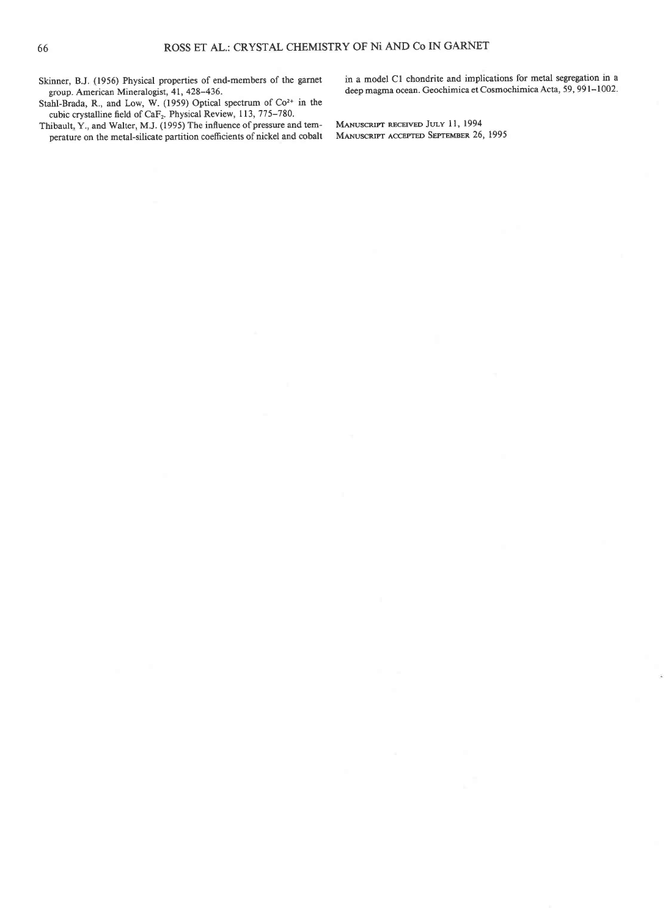Skinner, B.J. (1956) Physical properties of end-members of the garnet group. American Mineralogist, 41, 428–436.

Stahl-Brada, R., and Low, W. (1959) Optical spectrum of $Co^{2+}$ in the cubic crystalline field of $CaF_2$. Physical Review, 113, 775–780.

Thibault, Y., and Walter, M.J. (1995) The influence of pressure and temperature on the metal-silicate partition coefficients of nickel and cobalt in a model C1 chondrite and implications for metal segregation in a deep magma ocean. Geochimica et Cosmochimica Acta, 59, 991–1002.

Manuscript received July 11, 1994
Manuscript accepted September 26, 1995